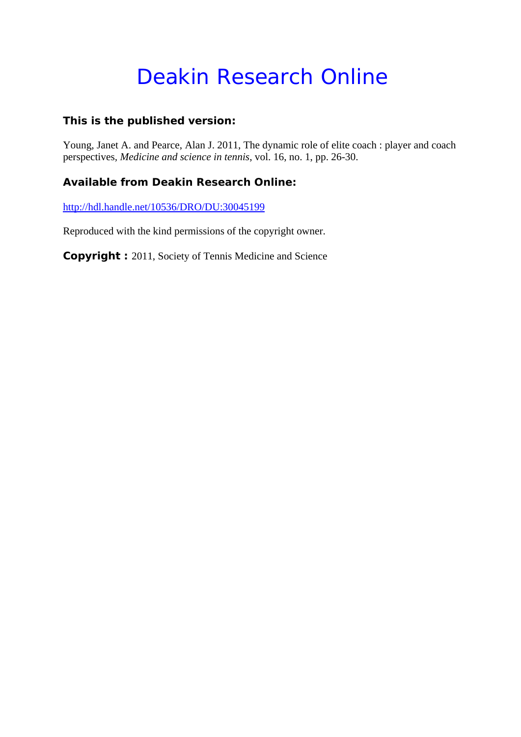# Deakin Research Online

### This is the published version:

Young, Janet A. and Pearce, Alan J. 2011, The dynamic role of elite coach : player and coach perspectives, *Medicine and science in tennis*, vol. 16, no. 1, pp. 26-30.

### Available from Deakin Research Online:

http://hdl.handle.net/10536/DRO/DU:30045199

Reproduced with the kind permissions of the copyright owner.

**Copyright :** 2011, Society of Tennis Medicine and Science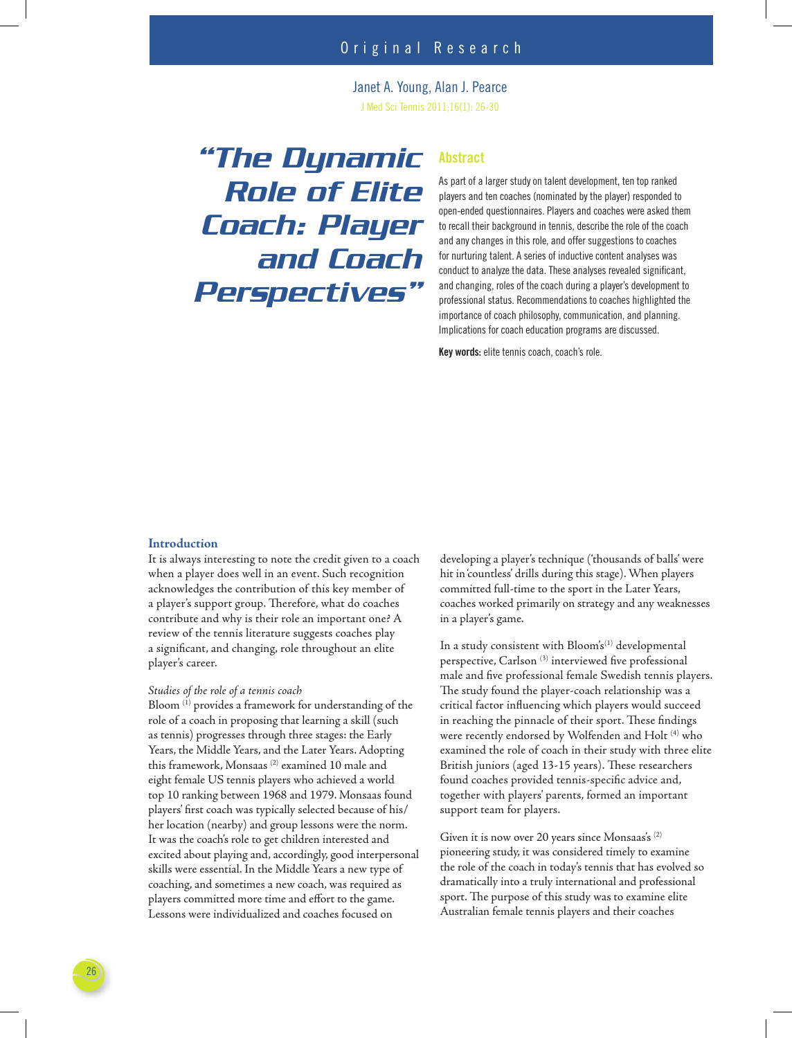# Original Research

Janet A. Young, Alan J. Pearce

# "The Dynamic Role of Elite Coach: Player and Coach Perspectives"

## Abstract

As part of a larger study on talent development, ten top ranked players and ten coaches (nominated by the player) responded to open-ended questionnaires. Players and coaches were asked them to recall their background in tennis, describe the role of the coach and any changes in this role, and offer suggestions to coaches for nurturing talent. A series of inductive content analyses was conduct to analyze the data. These analyses revealed significant, and changing, roles of the coach during a player's development to professional status. Recommendations to coaches highlighted the importance of coach philosophy, communication, and planning. Implications for coach education programs are discussed.

**Key words:** elite tennis coach, coach's role.

## Introduction

It is always interesting to note the credit given to a coach when a player does well in an event. Such recognition acknowledges the contribution of this key member of a player's support group. Therefore, what do coaches contribute and why is their role an important one? A review of the tennis literature suggests coaches play a significant, and changing, role throughout an elite player's career.

### *Studies of the role of a tennis coach*

Bloom [1] provides a framework for understanding of the role of a coach in proposing that learning a skill (such as tennis) progresses through three stages: the Early Years, the Middle Years, and the Later Years. Adopting this framework, Monsaas [2] examined 10 male and eight female US tennis players who achieved a world top 10 ranking between 1968 and 1979. Monsaas found players' first coach was typically selected because of his/her location (nearby) and group lessons were the norm. It was the coach's role to get children interested and excited about playing and, accordingly, good interpersonal skills were essential. In the Middle Years a new type of coaching, and sometimes a new coach, was required as players committed more time and effort to the game. Lessons were individualized and coaches focused on developing a player's technique ('thousands of balls' were hit in 'countless' drills during this stage). When players committed full-time to the sport in the Later Years, coaches worked primarily on strategy and any weaknesses in a player's game.

In a study consistent with Bloom's[1] developmental perspective, Carlson [3] interviewed five professional male and five professional female Swedish tennis players. The study found the player-coach relationship was a critical factor influencing which players would succeed in reaching the pinnacle of their sport. These findings were recently endorsed by Wolfenden and Holt [4] who examined the role of coach in their study with three elite British juniors (aged 13-15 years). These researchers found coaches provided tennis-specific advice and, together with players' parents, formed an important support team for players.

Given it is now over 20 years since Monsaas's [2] pioneering study, it was considered timely to examine the role of the coach in today's tennis that has evolved so dramatically into a truly international and professional sport. The purpose of this study was to examine elite Australian female tennis players and their coaches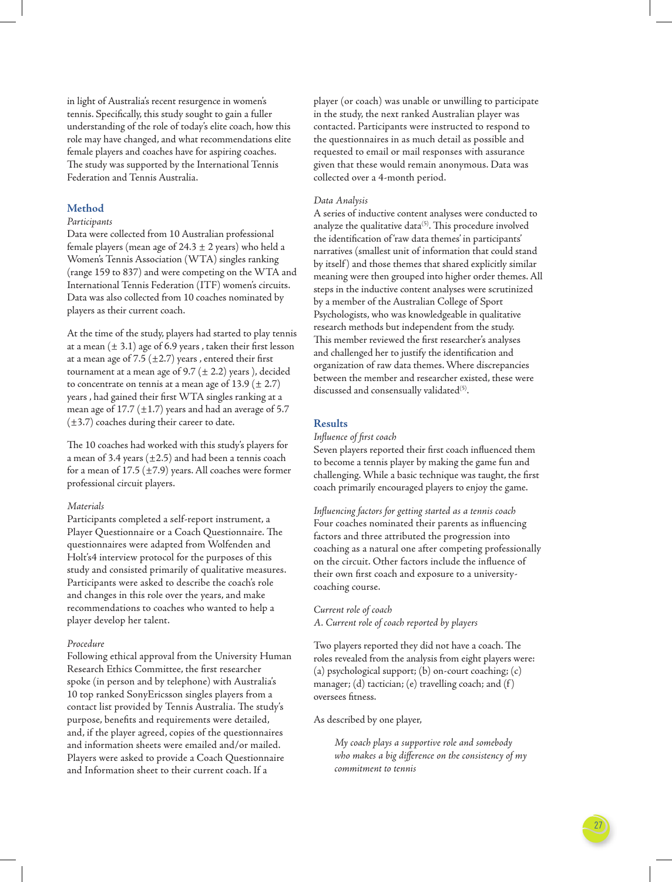in light of Australia's recent resurgence in women's tennis. Specifically, this study sought to gain a fuller understanding of the role of today's elite coach, how this role may have changed, and what recommendations elite female players and coaches have for aspiring coaches. The study was supported by the International Tennis Federation and Tennis Australia.

## Method

*Participants*

Data were collected from 10 Australian professional female players (mean age of 24.3 ± 2 years) who held a Women's Tennis Association (WTA) singles ranking (range 159 to 837) and were competing on the WTA and International Tennis Federation (ITF) women's circuits. Data was also collected from 10 coaches nominated by players as their current coach.

At the time of the study, players had started to play tennis at a mean (± 3.1) age of 6.9 years , taken their first lesson at a mean age of 7.5 (±2.7) years , entered their first tournament at a mean age of 9.7 (± 2.2) years ), decided to concentrate on tennis at a mean age of 13.9 (± 2.7) years , had gained their first WTA singles ranking at a mean age of 17.7 (±1.7) years and had an average of 5.7 (±3.7) coaches during their career to date.

The 10 coaches had worked with this study's players for a mean of 3.4 years (±2.5) and had been a tennis coach for a mean of 17.5 (±7.9) years. All coaches were former professional circuit players.

*Materials*

Participants completed a self-report instrument, a Player Questionnaire or a Coach Questionnaire. The questionnaires were adapted from Wolfenden and Holt's4 interview protocol for the purposes of this study and consisted primarily of qualitative measures. Participants were asked to describe the coach's role and changes in this role over the years, and make recommendations to coaches who wanted to help a player develop her talent.

*Procedure*

Following ethical approval from the University Human Research Ethics Committee, the first researcher spoke (in person and by telephone) with Australia's 10 top ranked SonyEricsson singles players from a contact list provided by Tennis Australia. The study's purpose, benefits and requirements were detailed, and, if the player agreed, copies of the questionnaires and information sheets were emailed and/or mailed. Players were asked to provide a Coach Questionnaire and Information sheet to their current coach. If a player (or coach) was unable or unwilling to participate in the study, the next ranked Australian player was contacted. Participants were instructed to respond to the questionnaires in as much detail as possible and requested to email or mail responses with assurance given that these would remain anonymous. Data was collected over a 4-month period.

*Data Analysis*

A series of inductive content analyses were conducted to analyze the qualitative data[5]. This procedure involved the identification of 'raw data themes' in participants' narratives (smallest unit of information that could stand by itself) and those themes that shared explicitly similar meaning were then grouped into higher order themes. All steps in the inductive content analyses were scrutinized by a member of the Australian College of Sport Psychologists, who was knowledgeable in qualitative research methods but independent from the study. This member reviewed the first researcher's analyses and challenged her to justify the identification and organization of raw data themes. Where discrepancies between the member and researcher existed, these were discussed and consensually validated[5].

## Results

*Influence of first coach*

Seven players reported their first coach influenced them to become a tennis player by making the game fun and challenging. While a basic technique was taught, the first coach primarily encouraged players to enjoy the game.

*Influencing factors for getting started as a tennis coach*

Four coaches nominated their parents as influencing factors and three attributed the progression into coaching as a natural one after competing professionally on the circuit. Other factors include the influence of their own first coach and exposure to a university-coaching course.

*Current role of coach*

*A. Current role of coach reported by players*

Two players reported they did not have a coach. The roles revealed from the analysis from eight players were: (a) psychological support; (b) on-court coaching; (c) manager; (d) tactician; (e) travelling coach; and (f) oversees fitness.

As described by one player,

> *My coach plays a supportive role and somebody who makes a big difference on the consistency of my commitment to tennis*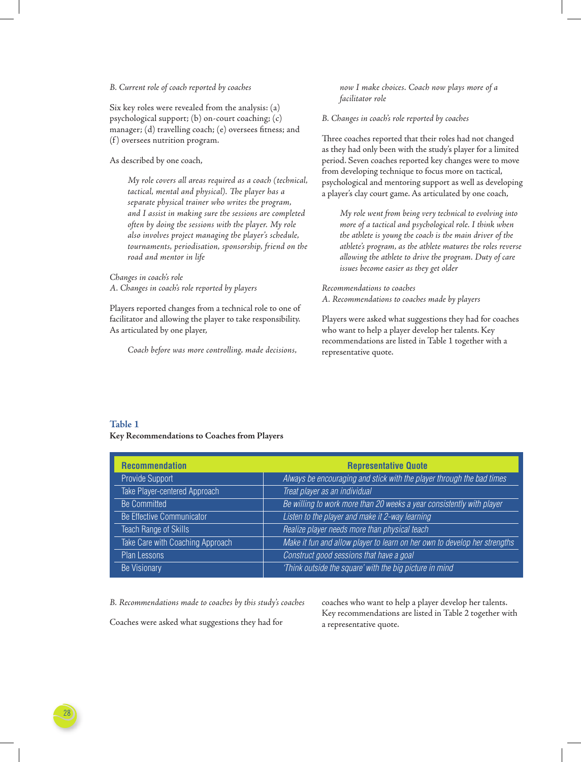*B. Current role of coach reported by coaches*

Six key roles were revealed from the analysis: (a) psychological support; (b) on-court coaching; (c) manager; (d) travelling coach; (e) oversees fitness; and (f) oversees nutrition program.

As described by one coach,

> *My role covers all areas required as a coach (technical, tactical, mental and physical). The player has a separate physical trainer who writes the program, and I assist in making sure the sessions are completed often by doing the sessions with the player. My role also involves project managing the player's schedule, tournaments, periodisation, sponsorship, friend on the road and mentor in life*

*Changes in coach's role*

*A. Changes in coach's role reported by players*

Players reported changes from a technical role to one of facilitator and allowing the player to take responsibility. As articulated by one player,

> *Coach before was more controlling, made decisions, now I make choices. Coach now plays more of a facilitator role*

*B. Changes in coach's role reported by coaches*

Three coaches reported that their roles had not changed as they had only been with the study's player for a limited period. Seven coaches reported key changes were to move from developing technique to focus more on tactical, psychological and mentoring support as well as developing a player's clay court game. As articulated by one coach,

> *My role went from being very technical to evolving into more of a tactical and psychological role. I think when the athlete is young the coach is the main driver of the athlete's program, as the athlete matures the roles reverse allowing the athlete to drive the program. Duty of care issues become easier as they get older*

*Recommendations to coaches*

*A. Recommendations to coaches made by players*

Players were asked what suggestions they had for coaches who want to help a player develop her talents. Key recommendations are listed in Table 1 together with a representative quote.

**Table 1**
**Key Recommendations to Coaches from Players**

| Recommendation | Representative Quote |
|---|---|
| Provide Support | *Always be encouraging and stick with the player through the bad times* |
| Take Player-centered Approach | *Treat player as an individual* |
| Be Committed | *Be willing to work more than 20 weeks a year consistently with player* |
| Be Effective Communicator | *Listen to the player and make it 2-way learning* |
| Teach Range of Skills | *Realize player needs more than physical teach* |
| Take Care with Coaching Approach | *Make it fun and allow player to learn on her own to develop her strengths* |
| Plan Lessons | *Construct good sessions that have a goal* |
| Be Visionary | *'Think outside the square' with the big picture in mind* |

*B. Recommendations made to coaches by this study's coaches*

Coaches were asked what suggestions they had for coaches who want to help a player develop her talents. Key recommendations are listed in Table 2 together with a representative quote.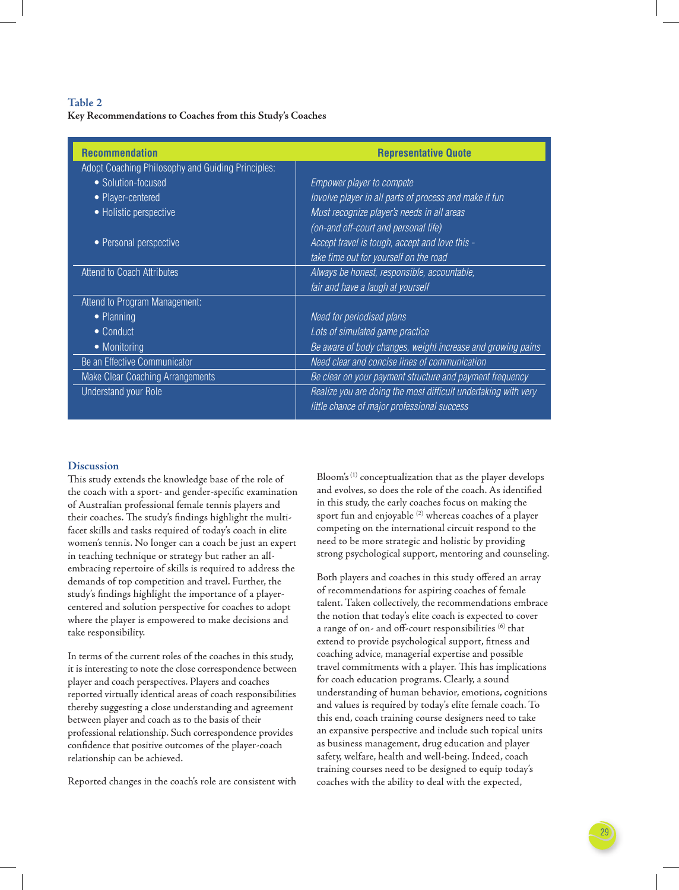**Table 2**
**Key Recommendations to Coaches from this Study's Coaches**

| Recommendation | Representative Quote |
|---|---|
| Adopt Coaching Philosophy and Guiding Principles: | |
| • Solution-focused | *Empower player to compete* |
| • Player-centered | *Involve player in all parts of process and make it fun* |
| • Holistic perspective | *Must recognize player's needs in all areas (on-and off-court and personal life)* |
| • Personal perspective | *Accept travel is tough, accept and love this - take time out for yourself on the road* |
| Attend to Coach Attributes | *Always be honest, responsible, accountable, fair and have a laugh at yourself* |
| Attend to Program Management: | |
| • Planning | *Need for periodised plans* |
| • Conduct | *Lots of simulated game practice* |
| • Monitoring | *Be aware of body changes, weight increase and growing pains* |
| Be an Effective Communicator | *Need clear and concise lines of communication* |
| Make Clear Coaching Arrangements | *Be clear on your payment structure and payment frequency* |
| Understand your Role | *Realize you are doing the most difficult undertaking with very little chance of major professional success* |

## Discussion

This study extends the knowledge base of the role of the coach with a sport- and gender-specific examination of Australian professional female tennis players and their coaches. The study's findings highlight the multi-facet skills and tasks required of today's coach in elite women's tennis. No longer can a coach be just an expert in teaching technique or strategy but rather an all-embracing repertoire of skills is required to address the demands of top competition and travel. Further, the study's findings highlight the importance of a player-centered and solution perspective for coaches to adopt where the player is empowered to make decisions and take responsibility.

In terms of the current roles of the coaches in this study, it is interesting to note the close correspondence between player and coach perspectives. Players and coaches reported virtually identical areas of coach responsibilities thereby suggesting a close understanding and agreement between player and coach as to the basis of their professional relationship. Such correspondence provides confidence that positive outcomes of the player-coach relationship can be achieved.

Reported changes in the coach's role are consistent with Bloom's [1] conceptualization that as the player develops and evolves, so does the role of the coach. As identified in this study, the early coaches focus on making the sport fun and enjoyable [2] whereas coaches of a player competing on the international circuit respond to the need to be more strategic and holistic by providing strong psychological support, mentoring and counseling.

Both players and coaches in this study offered an array of recommendations for aspiring coaches of female talent. Taken collectively, the recommendations embrace the notion that today's elite coach is expected to cover a range of on- and off-court responsibilities [6] that extend to provide psychological support, fitness and coaching advice, managerial expertise and possible travel commitments with a player. This has implications for coach education programs. Clearly, a sound understanding of human behavior, emotions, cognitions and values is required by today's elite female coach. To this end, coach training course designers need to take an expansive perspective and include such topical units as business management, drug education and player safety, welfare, health and well-being. Indeed, coach training courses need to be designed to equip today's coaches with the ability to deal with the expected,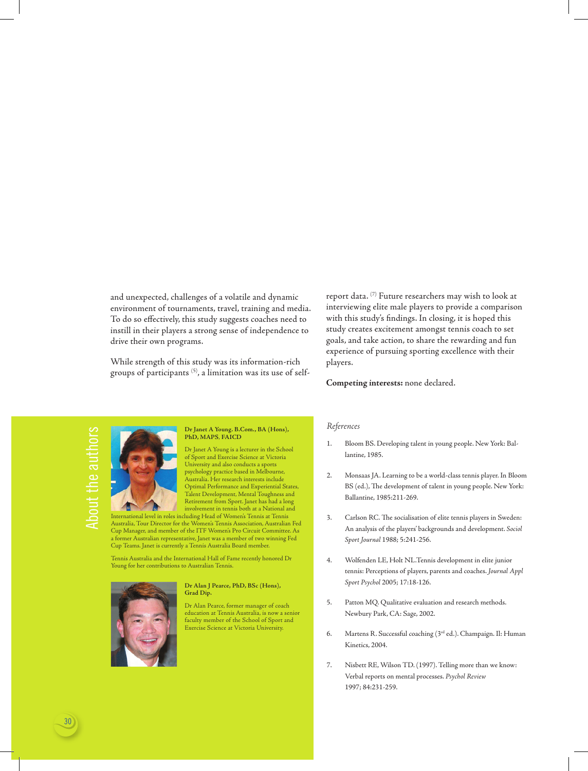and unexpected, challenges of a volatile and dynamic environment of tournaments, travel, training and media. To do so effectively, this study suggests coaches need to instill in their players a strong sense of independence to drive their own programs.

While strength of this study was its information-rich groups of participants [5], a limitation was its use of self-report data. [7] Future researchers may wish to look at interviewing elite male players to provide a comparison with this study's findings. In closing, it is hoped this study creates excitement amongst tennis coach to set goals, and take action, to share the rewarding and fun experience of pursuing sporting excellence with their players.

**Competing interests:** none declared.

## About the authors

**Dr Janet A Young. B.Com., BA (Hons), PhD, MAPS, FAICD**

Dr Janet A Young is a lecturer in the School of Sport and Exercise Science at Victoria University and also conducts a sports psychology practice based in Melbourne, Australia. Her research interests include Optimal Performance and Experiential States, Talent Development, Mental Toughness and Retirement from Sport. Janet has had a long involvement in tennis both at a National and International level in roles including Head of Women's Tennis at Tennis Australia, Tour Director for the Women's Tennis Association, Australian Fed Cup Manager, and member of the ITF Women's Pro Circuit Committee. As a former Australian representative, Janet was a member of two winning Fed Cup Teams. Janet is currently a Tennis Australia Board member.

Tennis Australia and the International Hall of Fame recently honored Dr Young for her contributions to Australian Tennis.

**Dr Alan J Pearce, PhD, BSc (Hons), Grad Dip.**

Dr Alan Pearce, former manager of coach education at Tennis Australia, is now a senior faculty member of the School of Sport and Exercise Science at Victoria University.

## *References*

1. Bloom BS. Developing talent in young people. New York: Ballantine, 1985.
2. Monsaas JA. Learning to be a world-class tennis player. In Bloom BS (ed.), The development of talent in young people. New York: Ballantine, 1985:211-269.
3. Carlson RC. The socialisation of elite tennis players in Sweden: An analysis of the players' backgrounds and development. *Sociol Sport Journal* 1988; 5:241-256.
4. Wolfenden LE, Holt NL.Tennis development in elite junior tennis: Perceptions of players, parents and coaches. *Journal Appl Sport Psychol* 2005; 17:18-126.
5. Patton MQ. Qualitative evaluation and research methods. Newbury Park, CA: Sage, 2002.
6. Martens R. Successful coaching (3rd ed.). Champaign. Il: Human Kinetics, 2004.
7. Nisbett RE, Wilson TD. (1997). Telling more than we know: Verbal reports on mental processes. *Psychol Review* 1997; 84:231-259.